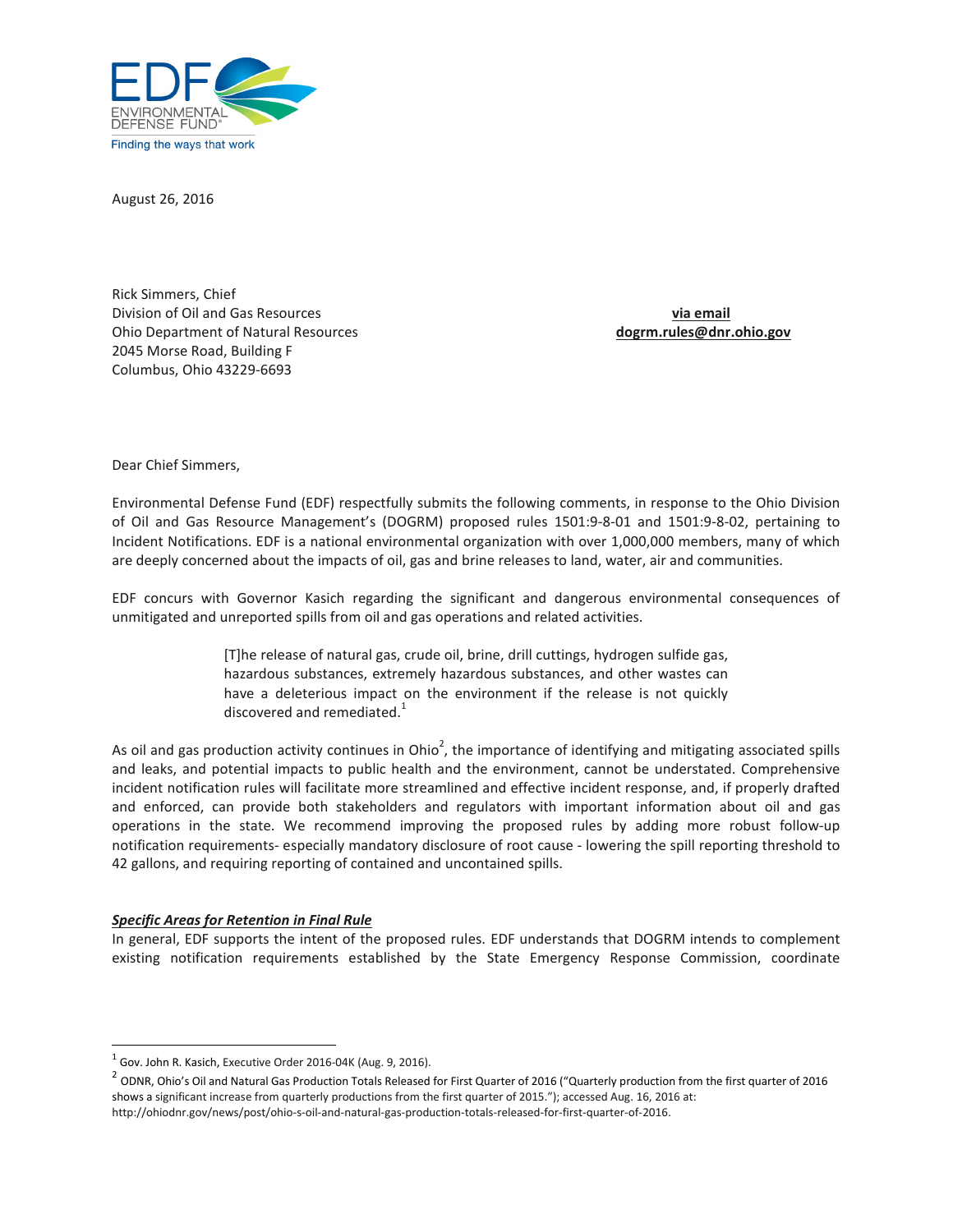August 26, 2016

Rick Simmers, Chief
Division of Oil and Gas Resources
Ohio Department of Natural Resources
2045 Morse Road, Building F
Columbus, Ohio 43229-6693

**via email**
**dogrm.rules@dnr.ohio.gov**

Dear Chief Simmers,

Environmental Defense Fund (EDF) respectfully submits the following comments, in response to the Ohio Division of Oil and Gas Resource Management's (DOGRM) proposed rules 1501:9-8-01 and 1501:9-8-02, pertaining to Incident Notifications. EDF is a national environmental organization with over 1,000,000 members, many of which are deeply concerned about the impacts of oil, gas and brine releases to land, water, air and communities.

EDF concurs with Governor Kasich regarding the significant and dangerous environmental consequences of unmitigated and unreported spills from oil and gas operations and related activities.

> [T]he release of natural gas, crude oil, brine, drill cuttings, hydrogen sulfide gas, hazardous substances, extremely hazardous substances, and other wastes can have a deleterious impact on the environment if the release is not quickly discovered and remediated.[1]

As oil and gas production activity continues in Ohio[2], the importance of identifying and mitigating associated spills and leaks, and potential impacts to public health and the environment, cannot be understated. Comprehensive incident notification rules will facilitate more streamlined and effective incident response, and, if properly drafted and enforced, can provide both stakeholders and regulators with important information about oil and gas operations in the state. We recommend improving the proposed rules by adding more robust follow-up notification requirements- especially mandatory disclosure of root cause - lowering the spill reporting threshold to 42 gallons, and requiring reporting of contained and uncontained spills.

***Specific Areas for Retention in Final Rule***

In general, EDF supports the intent of the proposed rules. EDF understands that DOGRM intends to complement existing notification requirements established by the State Emergency Response Commission, coordinate

---

[1] Gov. John R. Kasich, Executive Order 2016-04K (Aug. 9, 2016).

[2] ODNR, Ohio's Oil and Natural Gas Production Totals Released for First Quarter of 2016 ("Quarterly production from the first quarter of 2016 shows a significant increase from quarterly productions from the first quarter of 2015."); accessed Aug. 16, 2016 at: http://ohiodnr.gov/news/post/ohio-s-oil-and-natural-gas-production-totals-released-for-first-quarter-of-2016.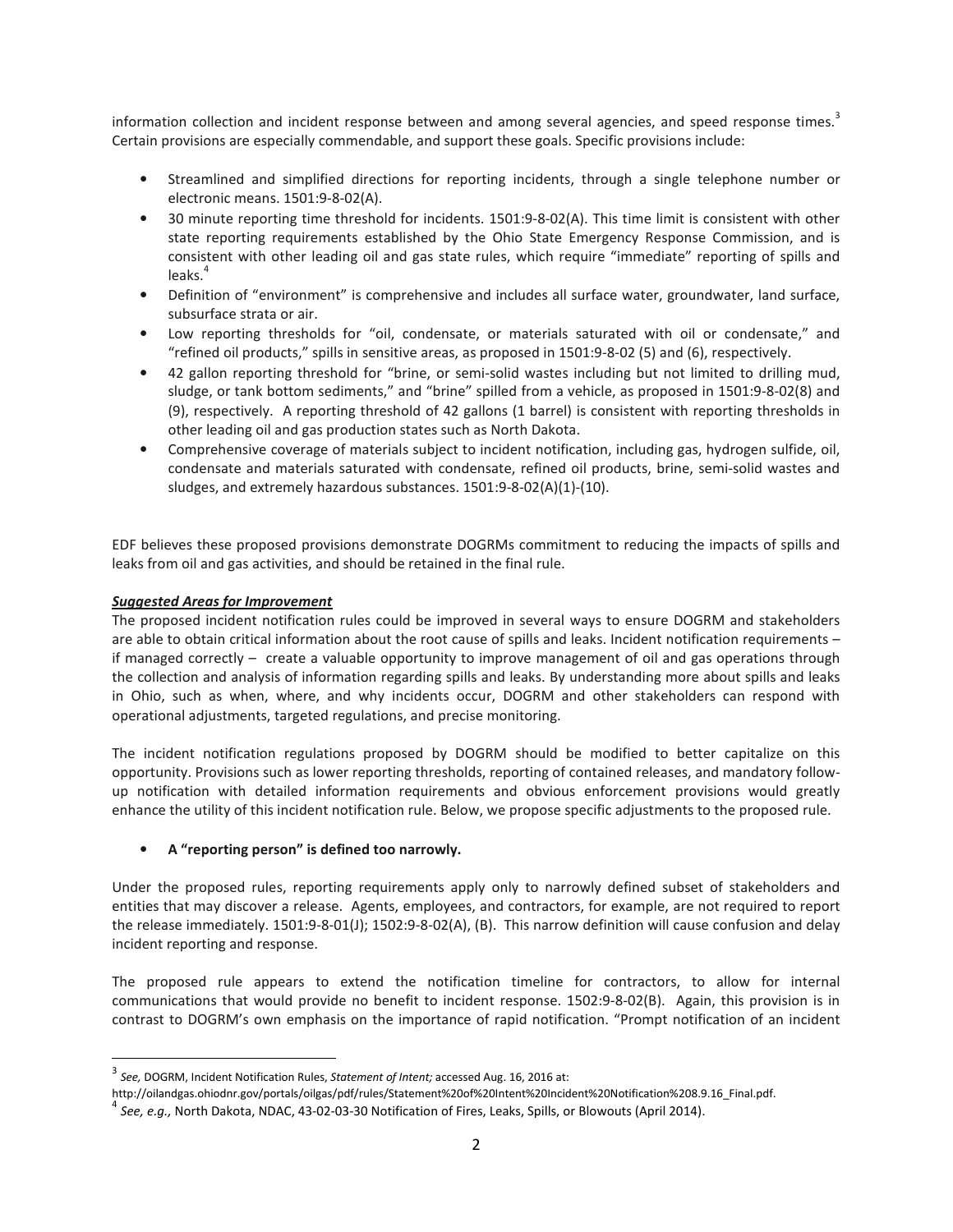information collection and incident response between and among several agencies, and speed response times.[3] Certain provisions are especially commendable, and support these goals. Specific provisions include:

- Streamlined and simplified directions for reporting incidents, through a single telephone number or electronic means. 1501:9-8-02(A).
- 30 minute reporting time threshold for incidents. 1501:9-8-02(A). This time limit is consistent with other state reporting requirements established by the Ohio State Emergency Response Commission, and is consistent with other leading oil and gas state rules, which require "immediate" reporting of spills and leaks.[4]
- Definition of "environment" is comprehensive and includes all surface water, groundwater, land surface, subsurface strata or air.
- Low reporting thresholds for "oil, condensate, or materials saturated with oil or condensate," and "refined oil products," spills in sensitive areas, as proposed in 1501:9-8-02 (5) and (6), respectively.
- 42 gallon reporting threshold for "brine, or semi-solid wastes including but not limited to drilling mud, sludge, or tank bottom sediments," and "brine" spilled from a vehicle, as proposed in 1501:9-8-02(8) and (9), respectively. A reporting threshold of 42 gallons (1 barrel) is consistent with reporting thresholds in other leading oil and gas production states such as North Dakota.
- Comprehensive coverage of materials subject to incident notification, including gas, hydrogen sulfide, oil, condensate and materials saturated with condensate, refined oil products, brine, semi-solid wastes and sludges, and extremely hazardous substances. 1501:9-8-02(A)(1)-(10).

EDF believes these proposed provisions demonstrate DOGRMs commitment to reducing the impacts of spills and leaks from oil and gas activities, and should be retained in the final rule.

***Suggested Areas for Improvement***

The proposed incident notification rules could be improved in several ways to ensure DOGRM and stakeholders are able to obtain critical information about the root cause of spills and leaks. Incident notification requirements – if managed correctly – create a valuable opportunity to improve management of oil and gas operations through the collection and analysis of information regarding spills and leaks. By understanding more about spills and leaks in Ohio, such as when, where, and why incidents occur, DOGRM and other stakeholders can respond with operational adjustments, targeted regulations, and precise monitoring.

The incident notification regulations proposed by DOGRM should be modified to better capitalize on this opportunity. Provisions such as lower reporting thresholds, reporting of contained releases, and mandatory follow-up notification with detailed information requirements and obvious enforcement provisions would greatly enhance the utility of this incident notification rule. Below, we propose specific adjustments to the proposed rule.

- **A "reporting person" is defined too narrowly.**

Under the proposed rules, reporting requirements apply only to narrowly defined subset of stakeholders and entities that may discover a release. Agents, employees, and contractors, for example, are not required to report the release immediately. 1501:9-8-01(J); 1502:9-8-02(A), (B). This narrow definition will cause confusion and delay incident reporting and response.

The proposed rule appears to extend the notification timeline for contractors, to allow for internal communications that would provide no benefit to incident response. 1502:9-8-02(B). Again, this provision is in contrast to DOGRM's own emphasis on the importance of rapid notification. "Prompt notification of an incident

---

[3] *See,* DOGRM, Incident Notification Rules, *Statement of Intent;* accessed Aug. 16, 2016 at: http://oilandgas.ohiodnr.gov/portals/oilgas/pdf/rules/Statement%20of%20Intent%20Incident%20Notification%208.9.16_Final.pdf.

[4] *See, e.g.,* North Dakota, NDAC, 43-02-03-30 Notification of Fires, Leaks, Spills, or Blowouts (April 2014).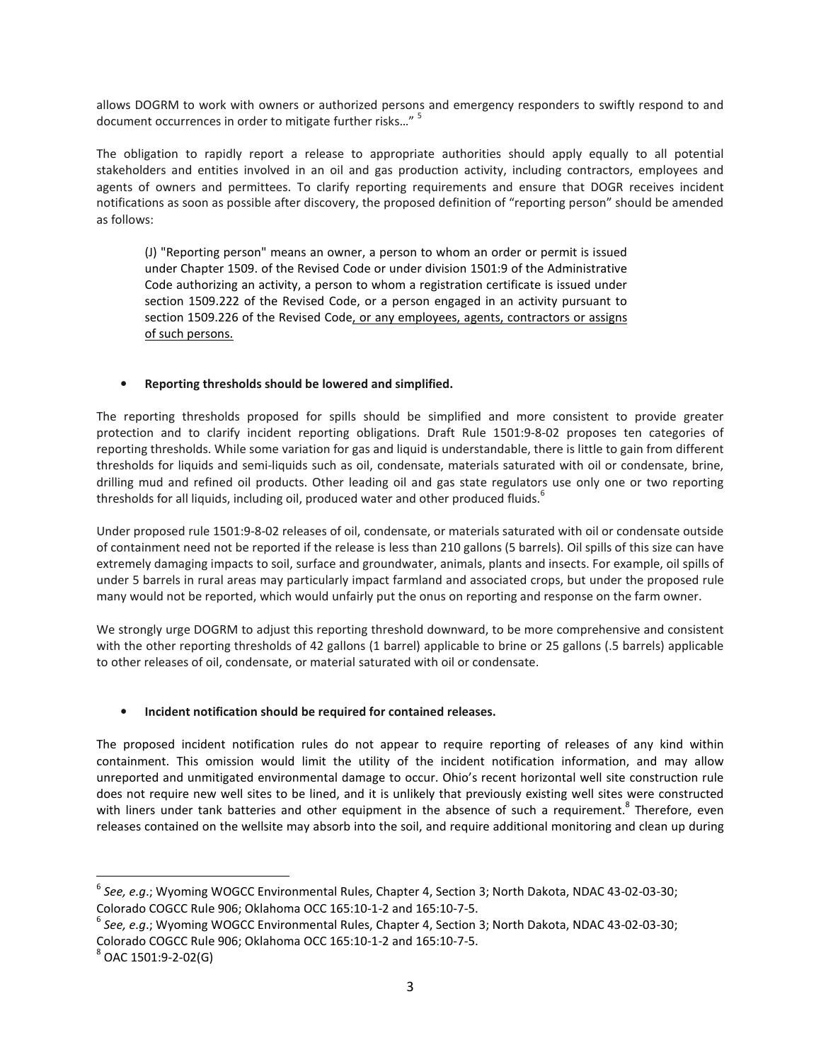allows DOGRM to work with owners or authorized persons and emergency responders to swiftly respond to and document occurrences in order to mitigate further risks…" [5]

The obligation to rapidly report a release to appropriate authorities should apply equally to all potential stakeholders and entities involved in an oil and gas production activity, including contractors, employees and agents of owners and permittees. To clarify reporting requirements and ensure that DOGR receives incident notifications as soon as possible after discovery, the proposed definition of "reporting person" should be amended as follows:

> (J) "Reporting person" means an owner, a person to whom an order or permit is issued under Chapter 1509. of the Revised Code or under division 1501:9 of the Administrative Code authorizing an activity, a person to whom a registration certificate is issued under section 1509.222 of the Revised Code, or a person engaged in an activity pursuant to section 1509.226 of the Revised Code<u>, or any employees, agents, contractors or assigns of such persons.</u>

- **Reporting thresholds should be lowered and simplified.**

The reporting thresholds proposed for spills should be simplified and more consistent to provide greater protection and to clarify incident reporting obligations. Draft Rule 1501:9-8-02 proposes ten categories of reporting thresholds. While some variation for gas and liquid is understandable, there is little to gain from different thresholds for liquids and semi-liquids such as oil, condensate, materials saturated with oil or condensate, brine, drilling mud and refined oil products. Other leading oil and gas state regulators use only one or two reporting thresholds for all liquids, including oil, produced water and other produced fluids.[6]

Under proposed rule 1501:9-8-02 releases of oil, condensate, or materials saturated with oil or condensate outside of containment need not be reported if the release is less than 210 gallons (5 barrels). Oil spills of this size can have extremely damaging impacts to soil, surface and groundwater, animals, plants and insects. For example, oil spills of under 5 barrels in rural areas may particularly impact farmland and associated crops, but under the proposed rule many would not be reported, which would unfairly put the onus on reporting and response on the farm owner.

We strongly urge DOGRM to adjust this reporting threshold downward, to be more comprehensive and consistent with the other reporting thresholds of 42 gallons (1 barrel) applicable to brine or 25 gallons (.5 barrels) applicable to other releases of oil, condensate, or material saturated with oil or condensate.

- **Incident notification should be required for contained releases.**

The proposed incident notification rules do not appear to require reporting of releases of any kind within containment. This omission would limit the utility of the incident notification information, and may allow unreported and unmitigated environmental damage to occur. Ohio's recent horizontal well site construction rule does not require new well sites to be lined, and it is unlikely that previously existing well sites were constructed with liners under tank batteries and other equipment in the absence of such a requirement.[8] Therefore, even releases contained on the wellsite may absorb into the soil, and require additional monitoring and clean up during

---

[6] *See, e.g.*; Wyoming WOGCC Environmental Rules, Chapter 4, Section 3; North Dakota, NDAC 43-02-03-30; Colorado COGCC Rule 906; Oklahoma OCC 165:10-1-2 and 165:10-7-5.

[6] *See, e.g.*; Wyoming WOGCC Environmental Rules, Chapter 4, Section 3; North Dakota, NDAC 43-02-03-30; Colorado COGCC Rule 906; Oklahoma OCC 165:10-1-2 and 165:10-7-5.

[8] OAC 1501:9-2-02(G)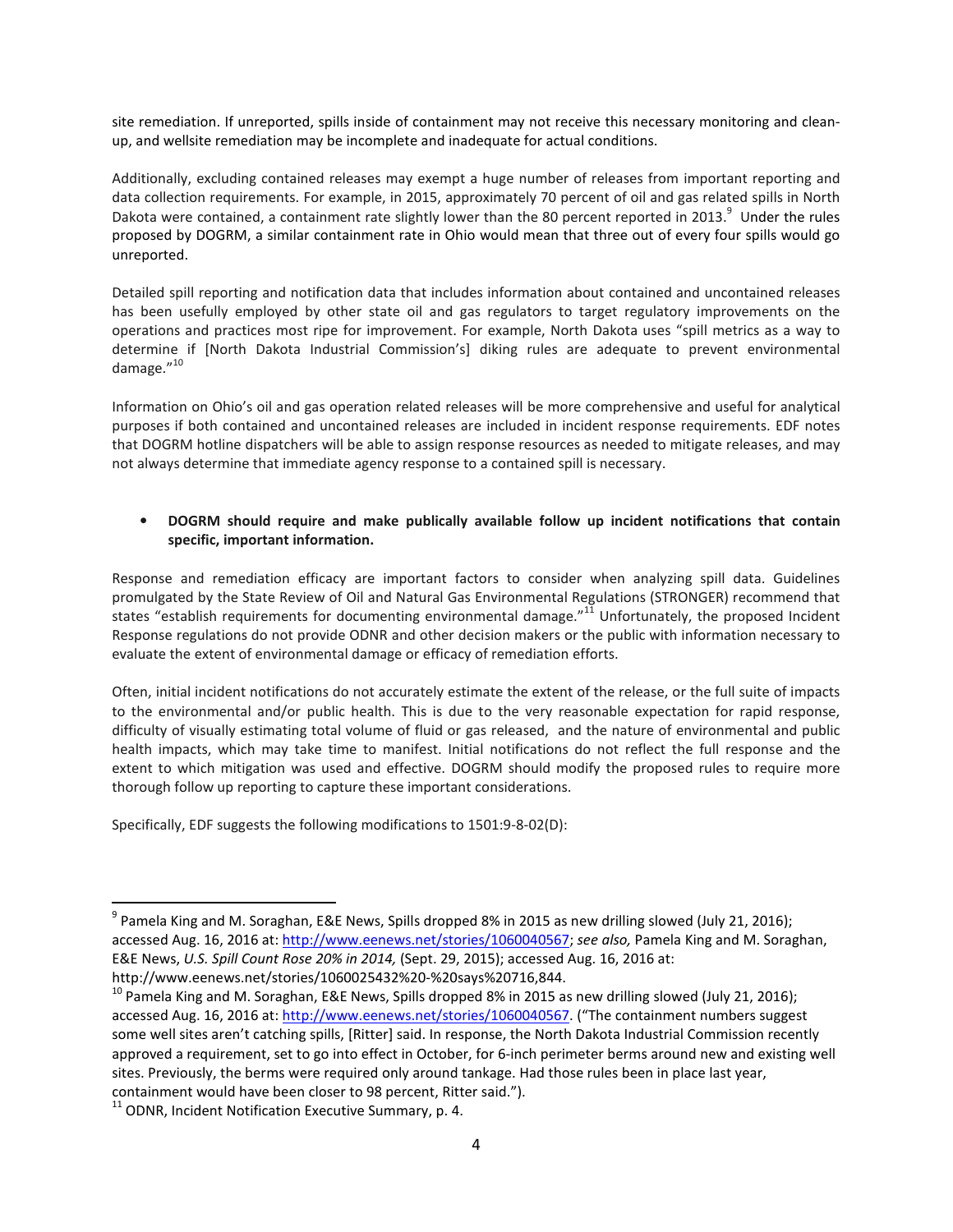site remediation. If unreported, spills inside of containment may not receive this necessary monitoring and clean-up, and wellsite remediation may be incomplete and inadequate for actual conditions.

Additionally, excluding contained releases may exempt a huge number of releases from important reporting and data collection requirements. For example, in 2015, approximately 70 percent of oil and gas related spills in North Dakota were contained, a containment rate slightly lower than the 80 percent reported in 2013.[9] Under the rules proposed by DOGRM, a similar containment rate in Ohio would mean that three out of every four spills would go unreported.

Detailed spill reporting and notification data that includes information about contained and uncontained releases has been usefully employed by other state oil and gas regulators to target regulatory improvements on the operations and practices most ripe for improvement. For example, North Dakota uses "spill metrics as a way to determine if [North Dakota Industrial Commission's] diking rules are adequate to prevent environmental damage."[10]

Information on Ohio's oil and gas operation related releases will be more comprehensive and useful for analytical purposes if both contained and uncontained releases are included in incident response requirements. EDF notes that DOGRM hotline dispatchers will be able to assign response resources as needed to mitigate releases, and may not always determine that immediate agency response to a contained spill is necessary.

- **DOGRM should require and make publically available follow up incident notifications that contain specific, important information.**

Response and remediation efficacy are important factors to consider when analyzing spill data. Guidelines promulgated by the State Review of Oil and Natural Gas Environmental Regulations (STRONGER) recommend that states "establish requirements for documenting environmental damage."[11] Unfortunately, the proposed Incident Response regulations do not provide ODNR and other decision makers or the public with information necessary to evaluate the extent of environmental damage or efficacy of remediation efforts.

Often, initial incident notifications do not accurately estimate the extent of the release, or the full suite of impacts to the environmental and/or public health. This is due to the very reasonable expectation for rapid response, difficulty of visually estimating total volume of fluid or gas released, and the nature of environmental and public health impacts, which may take time to manifest. Initial notifications do not reflect the full response and the extent to which mitigation was used and effective. DOGRM should modify the proposed rules to require more thorough follow up reporting to capture these important considerations.

Specifically, EDF suggests the following modifications to 1501:9-8-02(D):

---

[9] Pamela King and M. Soraghan, E&E News, Spills dropped 8% in 2015 as new drilling slowed (July 21, 2016); accessed Aug. 16, 2016 at: http://www.eenews.net/stories/1060040567; *see also,* Pamela King and M. Soraghan, E&E News, *U.S. Spill Count Rose 20% in 2014,* (Sept. 29, 2015); accessed Aug. 16, 2016 at: http://www.eenews.net/stories/1060025432%20-%20says%20716,844.

[10] Pamela King and M. Soraghan, E&E News, Spills dropped 8% in 2015 as new drilling slowed (July 21, 2016); accessed Aug. 16, 2016 at: http://www.eenews.net/stories/1060040567. ("The containment numbers suggest some well sites aren't catching spills, [Ritter] said. In response, the North Dakota Industrial Commission recently approved a requirement, set to go into effect in October, for 6-inch perimeter berms around new and existing well sites. Previously, the berms were required only around tankage. Had those rules been in place last year, containment would have been closer to 98 percent, Ritter said.").

[11] ODNR, Incident Notification Executive Summary, p. 4.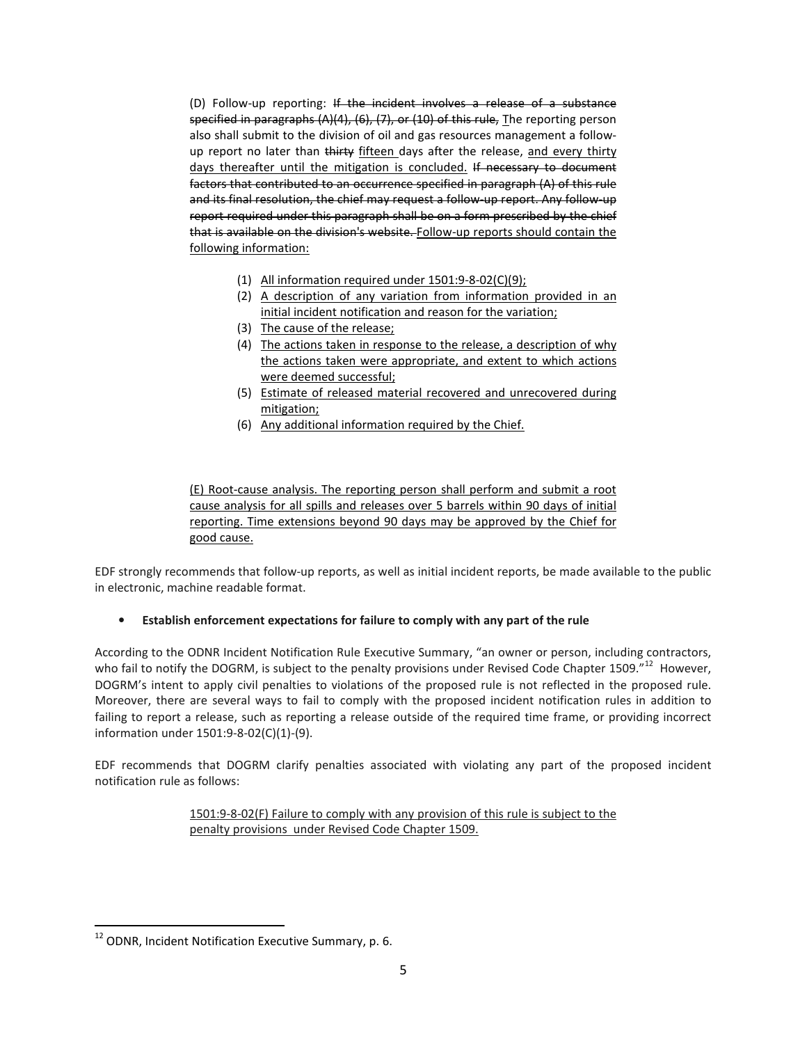(D) Follow-up reporting: ~~If the incident involves a release of a substance specified in paragraphs (A)(4), (6), (7), or (10) of this rule,~~ The reporting person also shall submit to the division of oil and gas resources management a follow-up report no later than ~~thirty~~ fifteen days after the release, and every thirty days thereafter until the mitigation is concluded. ~~If necessary to document factors that contributed to an occurrence specified in paragraph (A) of this rule and its final resolution, the chief may request a follow-up report. Any follow-up report required under this paragraph shall be on a form prescribed by the chief that is available on the division's website.~~ Follow-up reports should contain the following information:

1. All information required under 1501:9-8-02(C)(9);
2. A description of any variation from information provided in an initial incident notification and reason for the variation;
3. The cause of the release;
4. The actions taken in response to the release, a description of why the actions taken were appropriate, and extent to which actions were deemed successful;
5. Estimate of released material recovered and unrecovered during mitigation;
6. Any additional information required by the Chief.

(E) Root-cause analysis. The reporting person shall perform and submit a root cause analysis for all spills and releases over 5 barrels within 90 days of initial reporting. Time extensions beyond 90 days may be approved by the Chief for good cause.

EDF strongly recommends that follow-up reports, as well as initial incident reports, be made available to the public in electronic, machine readable format.

- **Establish enforcement expectations for failure to comply with any part of the rule**

According to the ODNR Incident Notification Rule Executive Summary, "an owner or person, including contractors, who fail to notify the DOGRM, is subject to the penalty provisions under Revised Code Chapter 1509."[12] However, DOGRM's intent to apply civil penalties to violations of the proposed rule is not reflected in the proposed rule. Moreover, there are several ways to fail to comply with the proposed incident notification rules in addition to failing to report a release, such as reporting a release outside of the required time frame, or providing incorrect information under 1501:9-8-02(C)(1)-(9).

EDF recommends that DOGRM clarify penalties associated with violating any part of the proposed incident notification rule as follows:

> 1501:9-8-02(F) Failure to comply with any provision of this rule is subject to the penalty provisions under Revised Code Chapter 1509.

[12] ODNR, Incident Notification Executive Summary, p. 6.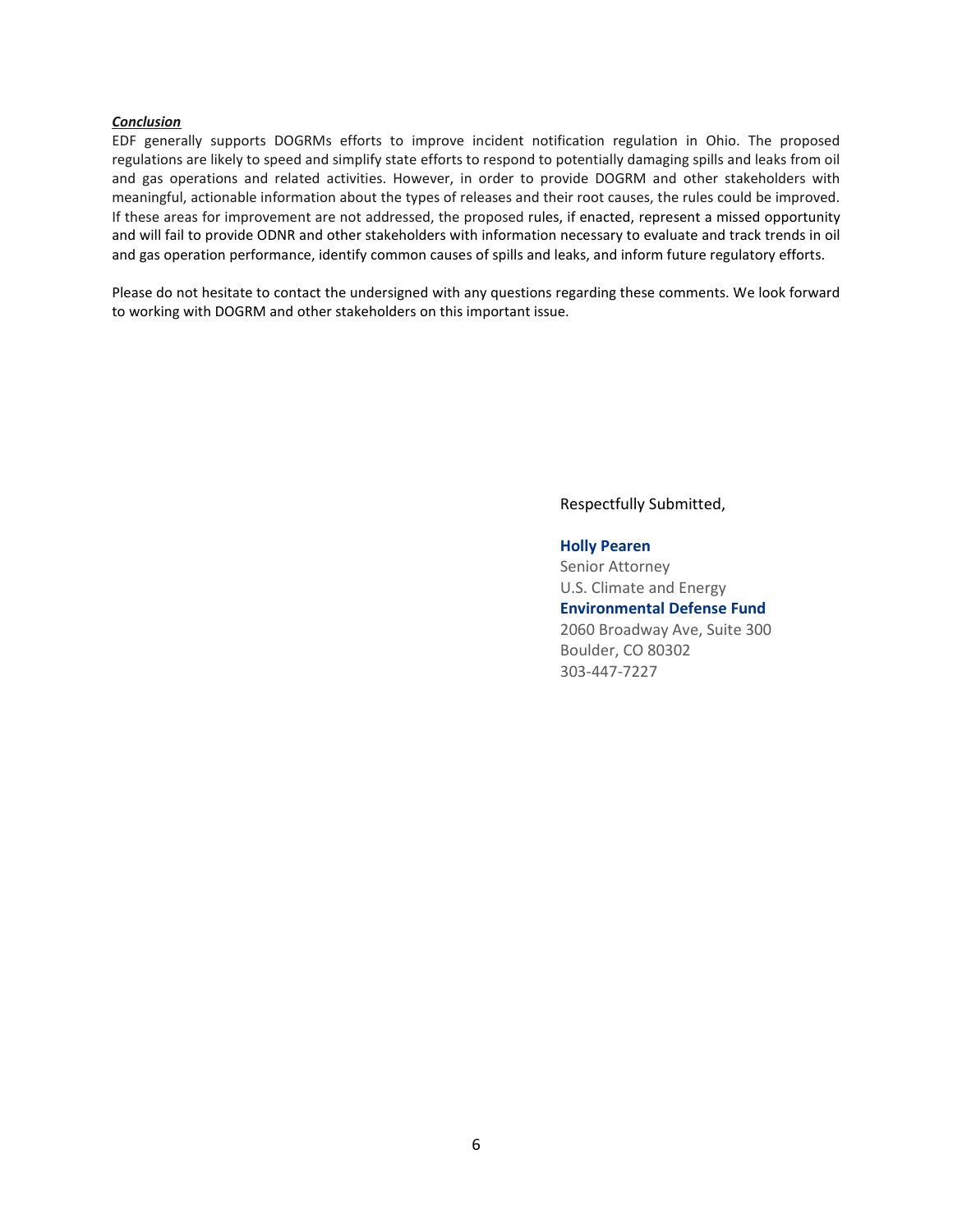***Conclusion***

EDF generally supports DOGRMs efforts to improve incident notification regulation in Ohio. The proposed regulations are likely to speed and simplify state efforts to respond to potentially damaging spills and leaks from oil and gas operations and related activities. However, in order to provide DOGRM and other stakeholders with meaningful, actionable information about the types of releases and their root causes, the rules could be improved. If these areas for improvement are not addressed, the proposed rules, if enacted, represent a missed opportunity and will fail to provide ODNR and other stakeholders with information necessary to evaluate and track trends in oil and gas operation performance, identify common causes of spills and leaks, and inform future regulatory efforts.

Please do not hesitate to contact the undersigned with any questions regarding these comments. We look forward to working with DOGRM and other stakeholders on this important issue.

Respectfully Submitted,

**Holly Pearen**
Senior Attorney
U.S. Climate and Energy
**Environmental Defense Fund**
2060 Broadway Ave, Suite 300
Boulder, CO 80302
303-447-7227